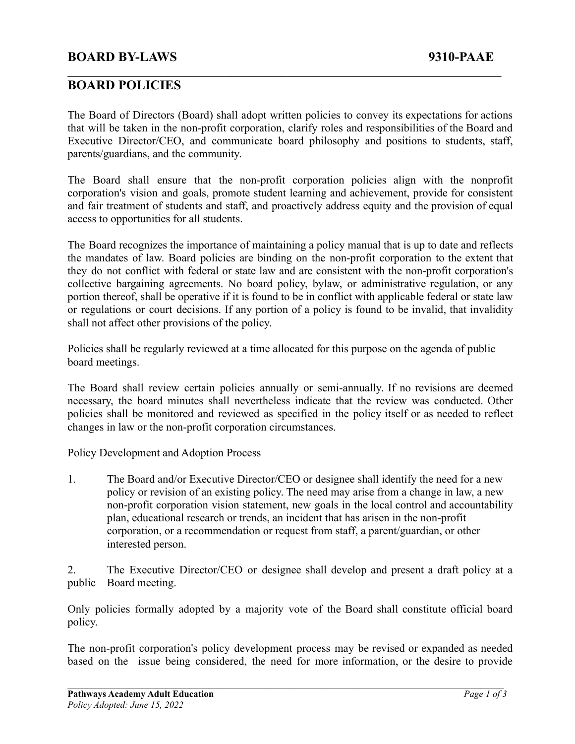# BOARD BY-LAWS 9310-PAAE

## BOARD POLICIES

The Board of Directors (Board) shall adopt written policies to convey its expectations for actions that will be taken in the non-profit corporation, clarify roles and responsibilities of the Board and Executive Director/CEO, and communicate board philosophy and positions to students, staff, parents/guardians, and the community.

The Board shall ensure that the non-profit corporation policies align with the nonprofit corporation's vision and goals, promote student learning and achievement, provide for consistent and fair treatment of students and staff, and proactively address equity and the provision of equal access to opportunities for all students.

The Board recognizes the importance of maintaining a policy manual that is up to date and reflects the mandates of law. Board policies are binding on the non-profit corporation to the extent that they do not conflict with federal or state law and are consistent with the non-profit corporation's collective bargaining agreements. No board policy, bylaw, or administrative regulation, or any portion thereof, shall be operative if it is found to be in conflict with applicable federal or state law or regulations or court decisions. If any portion of a policy is found to be invalid, that invalidity shall not affect other provisions of the policy.

Policies shall be regularly reviewed at a time allocated for this purpose on the agenda of public board meetings.

The Board shall review certain policies annually or semi-annually. If no revisions are deemed necessary, the board minutes shall nevertheless indicate that the review was conducted. Other policies shall be monitored and reviewed as specified in the policy itself or as needed to reflect changes in law or the non-profit corporation circumstances.

Policy Development and Adoption Process

1. The Board and/or Executive Director/CEO or designee shall identify the need for a new policy or revision of an existing policy. The need may arise from a change in law, a new non-profit corporation vision statement, new goals in the local control and accountability plan, educational research or trends, an incident that has arisen in the non-profit corporation, or a recommendation or request from staff, a parent/guardian, or other interested person.

2. The Executive Director/CEO or designee shall develop and present a draft policy at a public Board meeting.

Only policies formally adopted by a majority vote of the Board shall constitute official board policy.

The non-profit corporation's policy development process may be revised or expanded as needed based on the issue being considered, the need for more information, or the desire to provide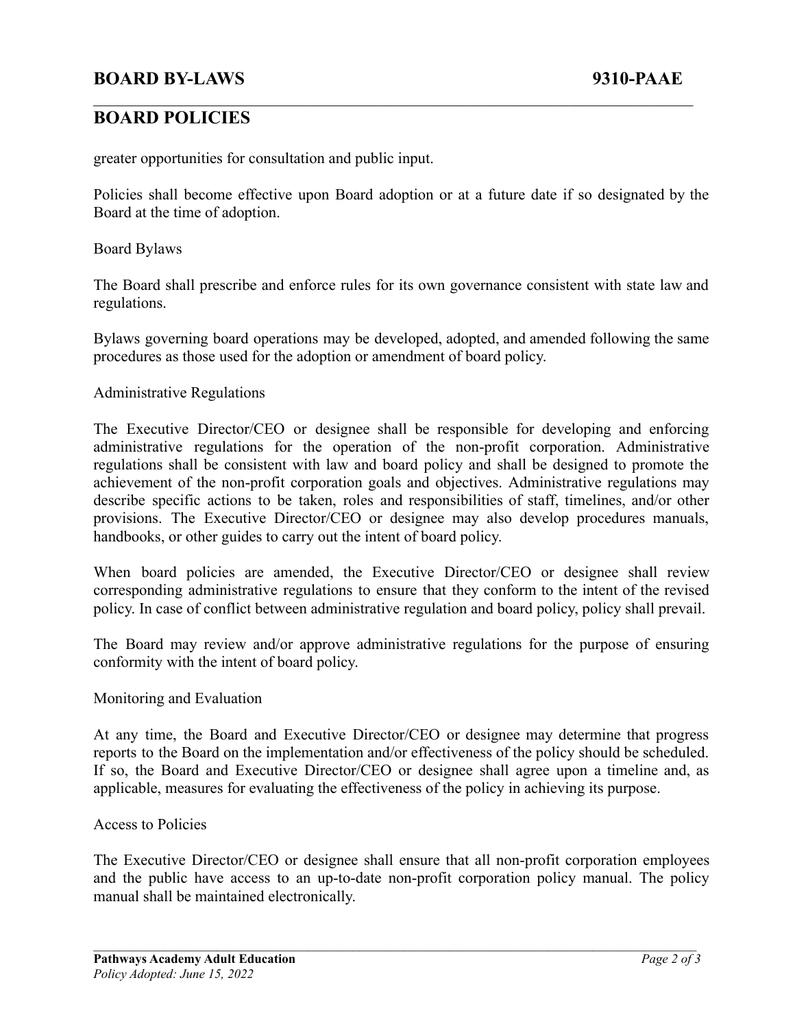greater opportunities for consultation and public input.

Policies shall become effective upon Board adoption or at a future date if so designated by the Board at the time of adoption.

Board Bylaws

The Board shall prescribe and enforce rules for its own governance consistent with state law and regulations.

Bylaws governing board operations may be developed, adopted, and amended following the same procedures as those used for the adoption or amendment of board policy.

Administrative Regulations

The Executive Director/CEO or designee shall be responsible for developing and enforcing administrative regulations for the operation of the non-profit corporation. Administrative regulations shall be consistent with law and board policy and shall be designed to promote the achievement of the non-profit corporation goals and objectives. Administrative regulations may describe specific actions to be taken, roles and responsibilities of staff, timelines, and/or other provisions. The Executive Director/CEO or designee may also develop procedures manuals, handbooks, or other guides to carry out the intent of board policy.

When board policies are amended, the Executive Director/CEO or designee shall review corresponding administrative regulations to ensure that they conform to the intent of the revised policy. In case of conflict between administrative regulation and board policy, policy shall prevail.

The Board may review and/or approve administrative regulations for the purpose of ensuring conformity with the intent of board policy.

Monitoring and Evaluation

At any time, the Board and Executive Director/CEO or designee may determine that progress reports to the Board on the implementation and/or effectiveness of the policy should be scheduled. If so, the Board and Executive Director/CEO or designee shall agree upon a timeline and, as applicable, measures for evaluating the effectiveness of the policy in achieving its purpose.

Access to Policies

The Executive Director/CEO or designee shall ensure that all non-profit corporation employees and the public have access to an up-to-date non-profit corporation policy manual. The policy manual shall be maintained electronically.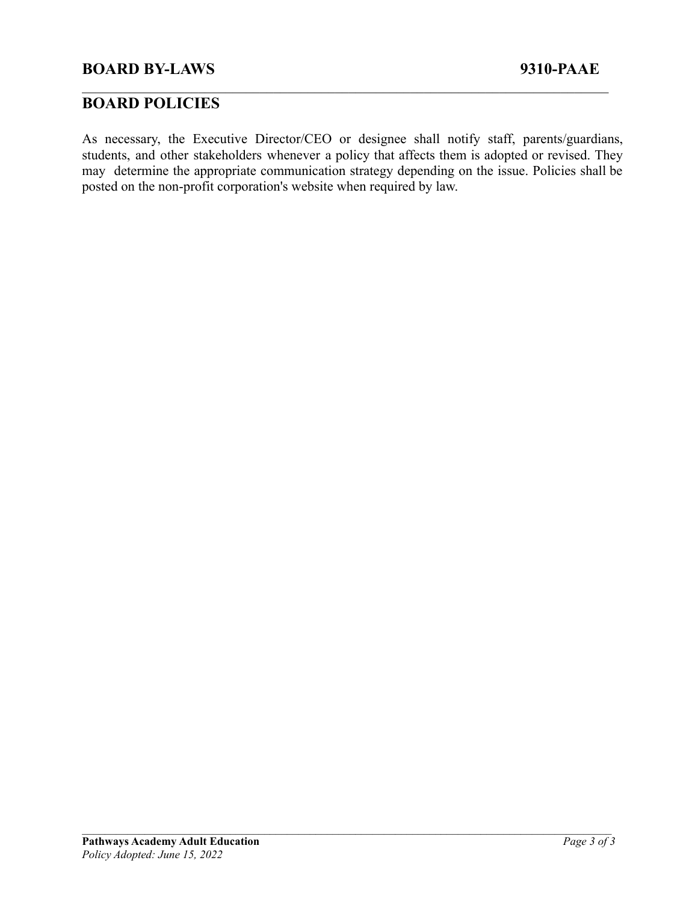## BOARD POLICIES

As necessary, the Executive Director/CEO or designee shall notify staff, parents/guardians, students, and other stakeholders whenever a policy that affects them is adopted or revised. They may determine the appropriate communication strategy depending on the issue. Policies shall be posted on the non-profit corporation's website when required by law.